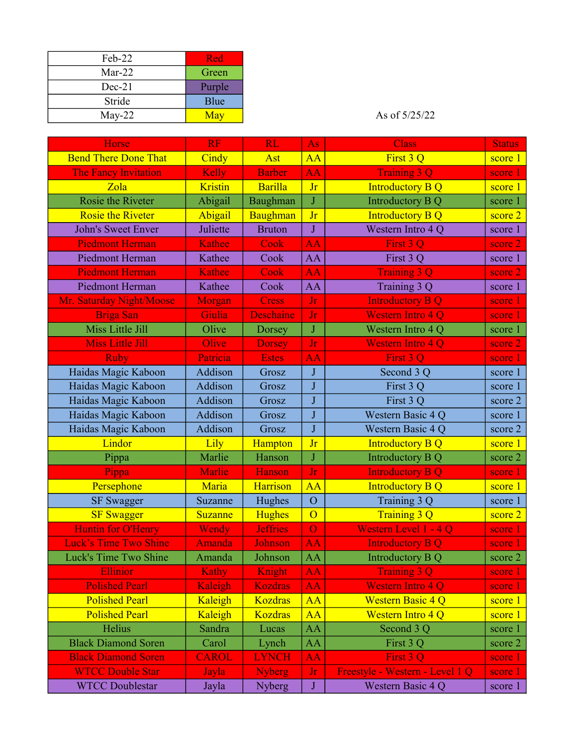| | |
|---|---|
| Feb-22 | Red |
| Mar-22 | Green |
| Dec-21 | Purple |
| Stride | Blue |
| May-22 | May |

As of 5/25/22

| Horse | RF | RL | As | Class | Status |
|---|---|---|---|---|---|
| Bend There Done That | Cindy | Ast | AA | First 3 Q | score 1 |
| The Fancy Invitation | Kelly | Barber | AA | Training 3 Q | score 1 |
| Zola | Kristin | Barilla | Jr | Introductory B Q | score 1 |
| Rosie the Riveter | Abigail | Baughman | J | Introductory B Q | score 1 |
| Rosie the Riveter | Abigail | Baughman | Jr | Introductory B Q | score 2 |
| John's Sweet Enver | Juliette | Bruton | J | Western Intro 4 Q | score 1 |
| Piedmont Herman | Kathee | Cook | AA | First 3 Q | score 2 |
| Piedmont Herman | Kathee | Cook | AA | First 3 Q | score 1 |
| Piedmont Herman | Kathee | Cook | AA | Training 3 Q | score 2 |
| Piedmont Herman | Kathee | Cook | AA | Training 3 Q | score 1 |
| Mr. Saturday Night/Moose | Morgan | Cress | Jr | Introductory B Q | score 1 |
| Briga San | Giulia | Deschaine | Jr | Western Intro 4 Q | score 1 |
| Miss Little Jill | Olive | Dorsey | J | Western Intro 4 Q | score 1 |
| Miss Little Jill | Olive | Dorsey | Jr | Western Intro 4 Q | score 2 |
| Ruby | Patricia | Estes | AA | First 3 Q | score 1 |
| Haidas Magic Kaboon | Addison | Grosz | J | Second 3 Q | score 1 |
| Haidas Magic Kaboon | Addison | Grosz | J | First 3 Q | score 1 |
| Haidas Magic Kaboon | Addison | Grosz | J | First 3 Q | score 2 |
| Haidas Magic Kaboon | Addison | Grosz | J | Western Basic 4 Q | score 1 |
| Haidas Magic Kaboon | Addison | Grosz | J | Western Basic 4 Q | score 2 |
| Lindor | Lily | Hampton | Jr | Introductory B Q | score 1 |
| Pippa | Marlie | Hanson | J | Introductory B Q | score 2 |
| Pippa | Marlie | Hanson | Jr | Introductory B Q | score 1 |
| Persephone | Maria | Harrison | AA | Introductory B Q | score 1 |
| SF Swagger | Suzanne | Hughes | O | Training 3 Q | score 1 |
| SF Swagger | Suzanne | Hughes | O | Training 3 Q | score 2 |
| Huntin for O'Henry | Wendy | Jeffries | O | Western Level 1 - 4 Q | score 1 |
| Luck’s Time Two Shine | Amanda | Johnson | AA | Introductory B Q | score 1 |
| Luck's Time Two Shine | Amanda | Johnson | AA | Introductory B Q | score 2 |
| Ellinior | Kathy | Knight | AA | Training 3 Q | score 1 |
| Polished Pearl | Kaleigh | Kozdras | AA | Western Intro 4 Q | score 1 |
| Polished Pearl | Kaleigh | Kozdras | AA | Western Basic 4 Q | score 1 |
| Polished Pearl | Kaleigh | Kozdras | AA | Western Intro 4 Q | score 1 |
| Helius | Sandra | Lucas | AA | Second 3 Q | score 1 |
| Black Diamond Soren | Carol | Lynch | AA | First 3 Q | score 2 |
| Black Diamond Soren | CAROL | LYNCH | AA | First 3 Q | score 1 |
| WTCC Double Star | Jayla | Nyberg | Jr | Freestyle - Western - Level 1 Q | score 1 |
| WTCC Doublestar | Jayla | Nyberg | J | Western Basic 4 Q | score 1 |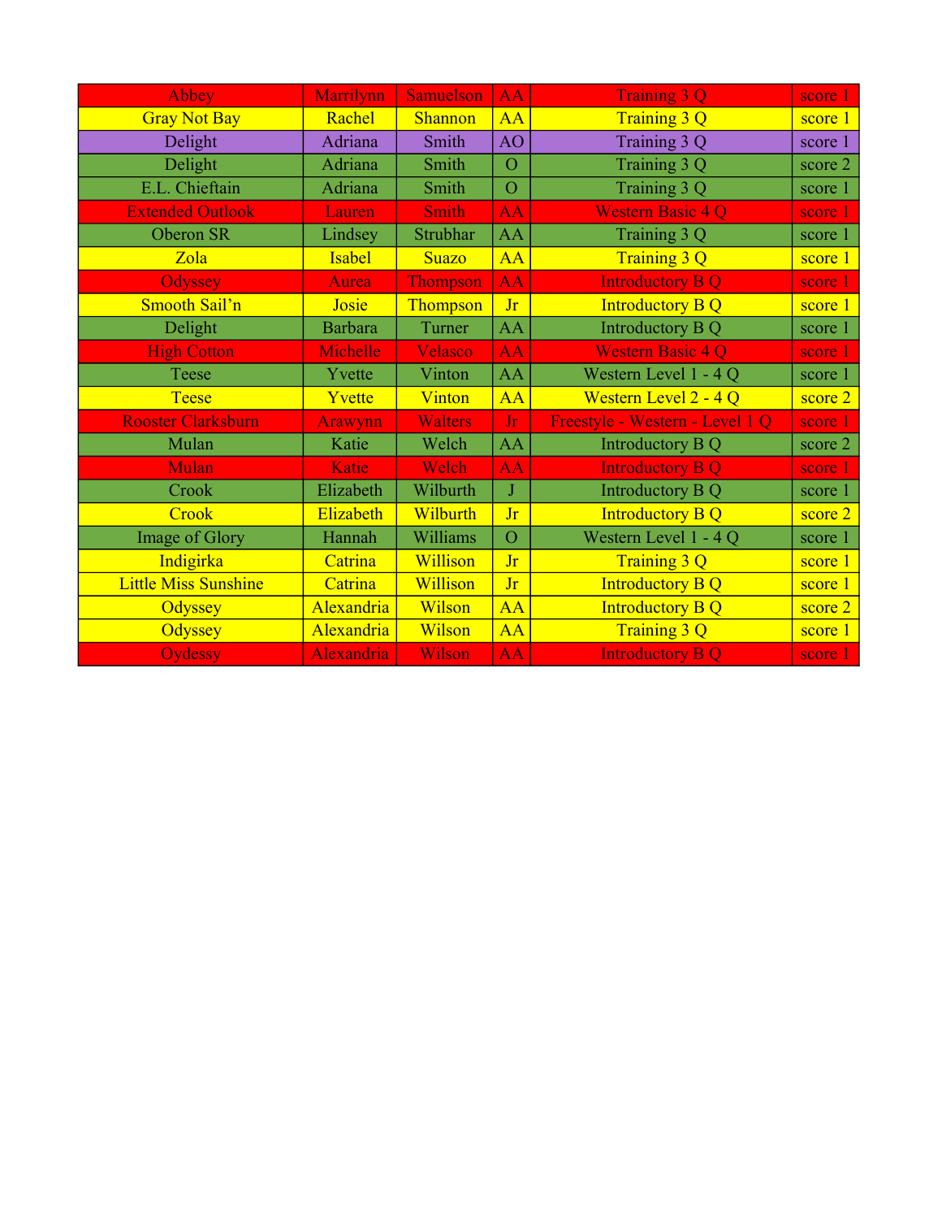| | | | | | |
|---|---|---|---|---|---|
| Abbey | Marrilynn | Samuelson | AA | Training 3 Q | score 1 |
| Gray Not Bay | Rachel | Shannon | AA | Training 3 Q | score 1 |
| Delight | Adriana | Smith | AO | Training 3 Q | score 1 |
| Delight | Adriana | Smith | O | Training 3 Q | score 2 |
| E.L. Chieftain | Adriana | Smith | O | Training 3 Q | score 1 |
| Extended Outlook | Lauren | Smith | AA | Western Basic 4 Q | score 1 |
| Oberon SR | Lindsey | Strubhar | AA | Training 3 Q | score 1 |
| Zola | Isabel | Suazo | AA | Training 3 Q | score 1 |
| Odyssey | Aurea | Thompson | AA | Introductory B Q | score 1 |
| Smooth Sail'n | Josie | Thompson | Jr | Introductory B Q | score 1 |
| Delight | Barbara | Turner | AA | Introductory B Q | score 1 |
| High Cotton | Michelle | Velasco | AA | Western Basic 4 Q | score 1 |
| Teese | Yvette | Vinton | AA | Western Level 1 - 4 Q | score 1 |
| Teese | Yvette | Vinton | AA | Western Level 2 - 4 Q | score 2 |
| Rooster Clarksburn | Arawynn | Walters | Jr | Freestyle - Western - Level 1 Q | score 1 |
| Mulan | Katie | Welch | AA | Introductory B Q | score 2 |
| Mulan | Katie | Welch | AA | Introductory B Q | score 1 |
| Crook | Elizabeth | Wilburth | J | Introductory B Q | score 1 |
| Crook | Elizabeth | Wilburth | Jr | Introductory B Q | score 2 |
| Image of Glory | Hannah | Williams | O | Western Level 1 - 4 Q | score 1 |
| Indigirka | Catrina | Willison | Jr | Training 3 Q | score 1 |
| Little Miss Sunshine | Catrina | Willison | Jr | Introductory B Q | score 1 |
| Odyssey | Alexandria | Wilson | AA | Introductory B Q | score 2 |
| Odyssey | Alexandria | Wilson | AA | Training 3 Q | score 1 |
| Oydessy | Alexandria | Wilson | AA | Introductory B Q | score 1 |